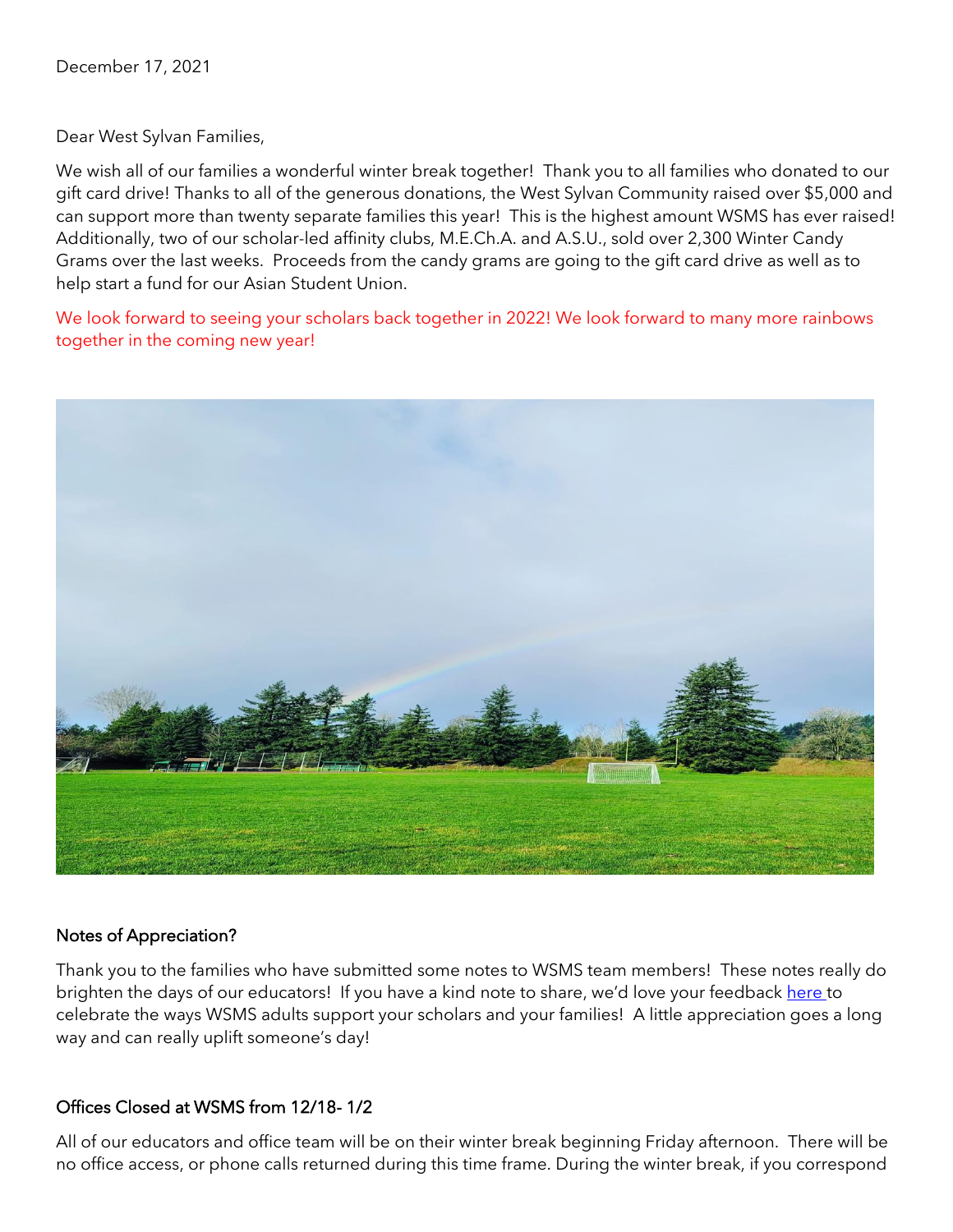December 17, 2021

Dear West Sylvan Families,

We wish all of our families a wonderful winter break together! Thank you to all families who donated to our gift card drive! Thanks to all of the generous donations, the West Sylvan Community raised over $5,000 and can support more than twenty separate families this year! This is the highest amount WSMS has ever raised! Additionally, two of our scholar-led affinity clubs, M.E.Ch.A. and A.S.U., sold over 2,300 Winter Candy Grams over the last weeks. Proceeds from the candy grams are going to the gift card drive as well as to help start a fund for our Asian Student Union.

We look forward to seeing your scholars back together in 2022! We look forward to many more rainbows together in the coming new year!

## Notes of Appreciation?

Thank you to the families who have submitted some notes to WSMS team members! These notes really do brighten the days of our educators! If you have a kind note to share, we'd love your feedback [here](#) to celebrate the ways WSMS adults support your scholars and your families! A little appreciation goes a long way and can really uplift someone's day!

## Offices Closed at WSMS from 12/18- 1/2

All of our educators and office team will be on their winter break beginning Friday afternoon. There will be no office access, or phone calls returned during this time frame. During the winter break, if you correspond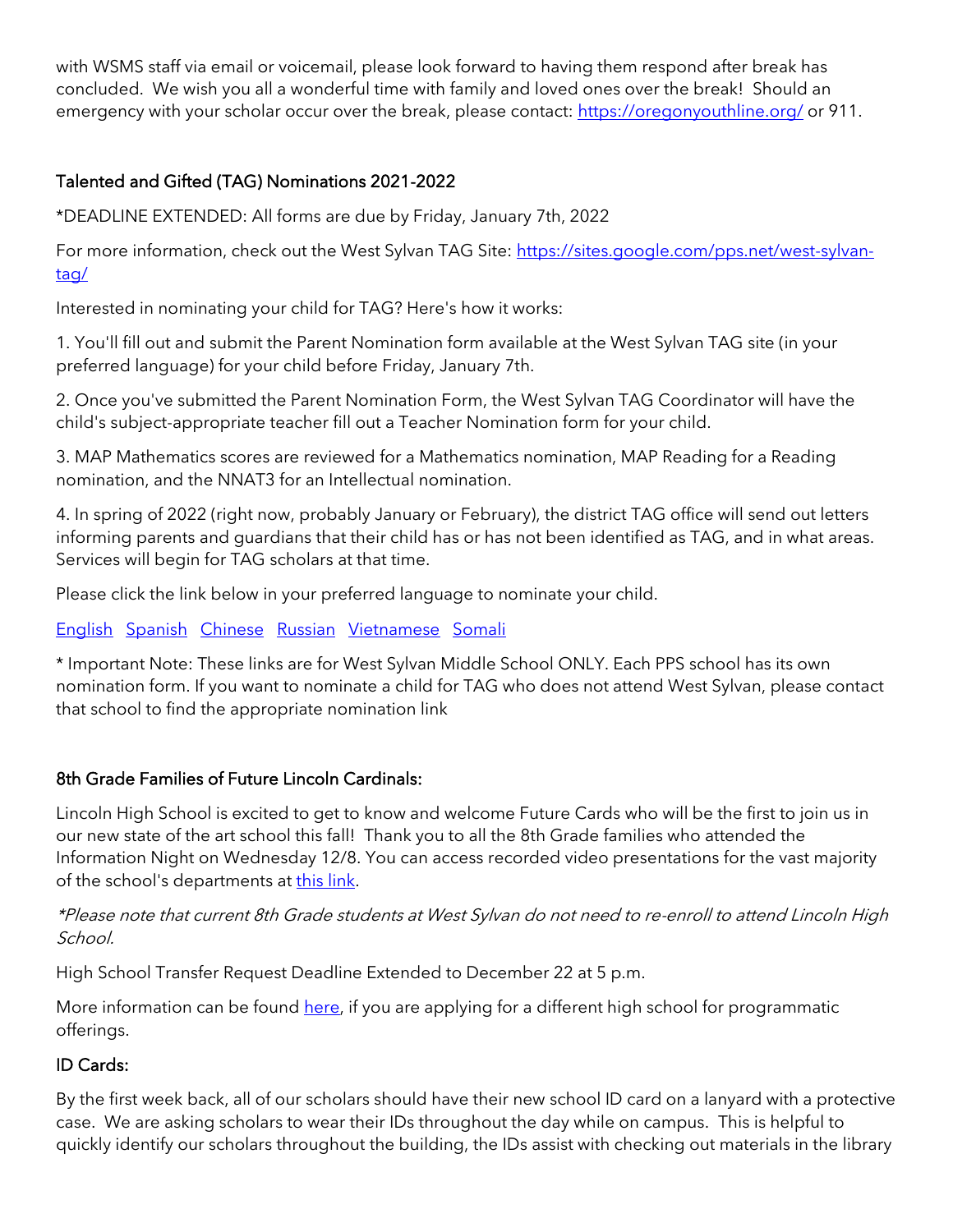with WSMS staff via email or voicemail, please look forward to having them respond after break has concluded. We wish you all a wonderful time with family and loved ones over the break! Should an emergency with your scholar occur over the break, please contact: [https://oregonyouthline.org/](https://oregonyouthline.org/) or 911.

### Talented and Gifted (TAG) Nominations 2021-2022

*DEADLINE EXTENDED: All forms are due by Friday, January 7th, 2022

For more information, check out the West Sylvan TAG Site: [https://sites.google.com/pps.net/west-sylvan-tag/](https://sites.google.com/pps.net/west-sylvan-tag/)

Interested in nominating your child for TAG? Here's how it works:

1. You'll fill out and submit the Parent Nomination form available at the West Sylvan TAG site (in your preferred language) for your child before Friday, January 7th.

2. Once you've submitted the Parent Nomination Form, the West Sylvan TAG Coordinator will have the child's subject-appropriate teacher fill out a Teacher Nomination form for your child.

3. MAP Mathematics scores are reviewed for a Mathematics nomination, MAP Reading for a Reading nomination, and the NNAT3 for an Intellectual nomination.

4. In spring of 2022 (right now, probably January or February), the district TAG office will send out letters informing parents and guardians that their child has or has not been identified as TAG, and in what areas. Services will begin for TAG scholars at that time.

Please click the link below in your preferred language to nominate your child.

English Spanish Chinese Russian Vietnamese Somali

* Important Note: These links are for West Sylvan Middle School ONLY. Each PPS school has its own nomination form. If you want to nominate a child for TAG who does not attend West Sylvan, please contact that school to find the appropriate nomination link

### 8th Grade Families of Future Lincoln Cardinals:

Lincoln High School is excited to get to know and welcome Future Cards who will be the first to join us in our new state of the art school this fall! Thank you to all the 8th Grade families who attended the Information Night on Wednesday 12/8. You can access recorded video presentations for the vast majority of the school's departments at this link.

*\*Please note that current 8th Grade students at West Sylvan do not need to re-enroll to attend Lincoln High School.*

High School Transfer Request Deadline Extended to December 22 at 5 p.m.

More information can be found here, if you are applying for a different high school for programmatic offerings.

### ID Cards:

By the first week back, all of our scholars should have their new school ID card on a lanyard with a protective case. We are asking scholars to wear their IDs throughout the day while on campus. This is helpful to quickly identify our scholars throughout the building, the IDs assist with checking out materials in the library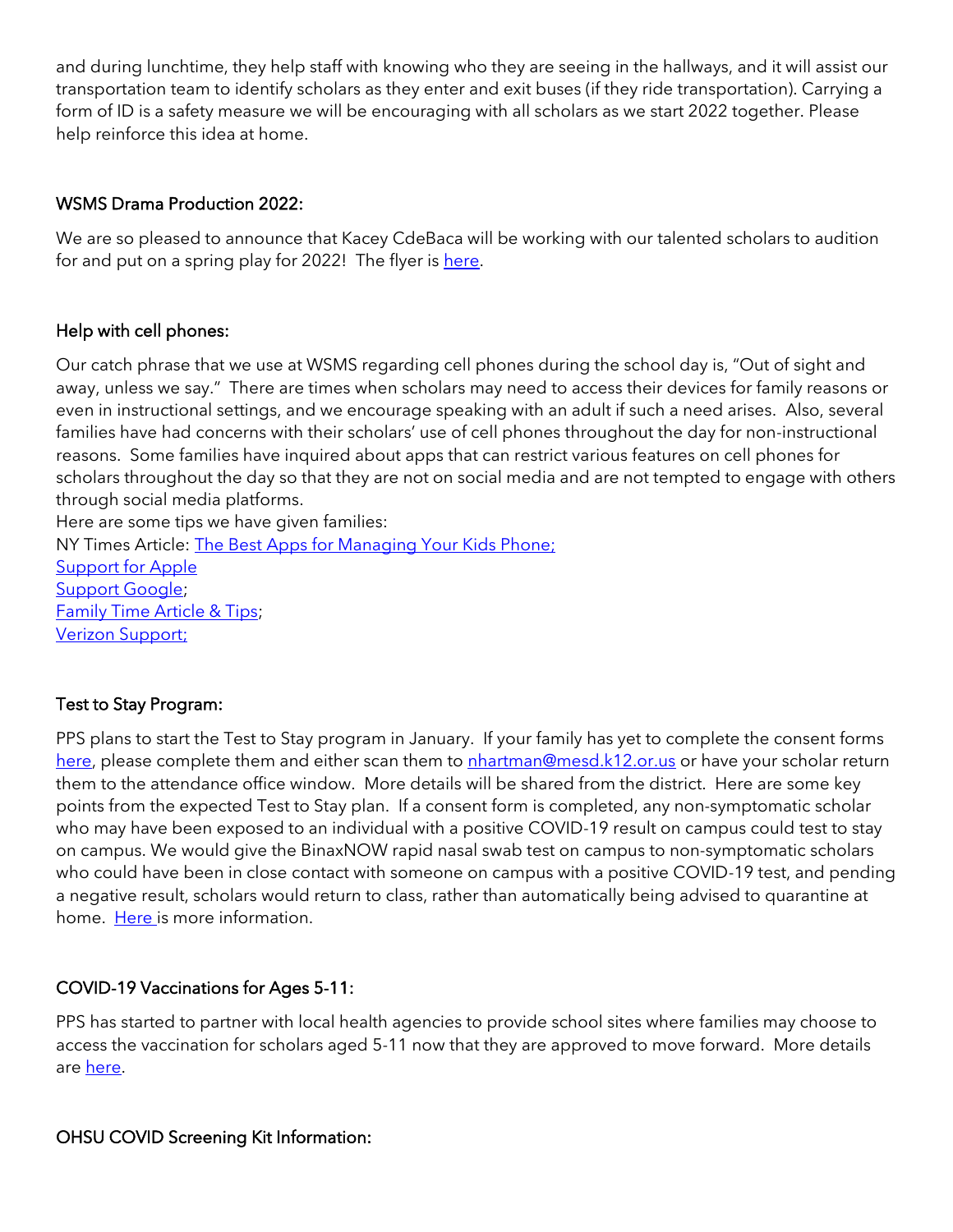and during lunchtime, they help staff with knowing who they are seeing in the hallways, and it will assist our transportation team to identify scholars as they enter and exit buses (if they ride transportation). Carrying a form of ID is a safety measure we will be encouraging with all scholars as we start 2022 together. Please help reinforce this idea at home.

### WSMS Drama Production 2022:

We are so pleased to announce that Kacey CdeBaca will be working with our talented scholars to audition for and put on a spring play for 2022! The flyer is here.

### Help with cell phones:

Our catch phrase that we use at WSMS regarding cell phones during the school day is, "Out of sight and away, unless we say." There are times when scholars may need to access their devices for family reasons or even in instructional settings, and we encourage speaking with an adult if such a need arises. Also, several families have had concerns with their scholars' use of cell phones throughout the day for non-instructional reasons. Some families have inquired about apps that can restrict various features on cell phones for scholars throughout the day so that they are not on social media and are not tempted to engage with others through social media platforms.

Here are some tips we have given families:
NY Times Article: The Best Apps for Managing Your Kids Phone;
Support for Apple
Support Google;
Family Time Article & Tips;
Verizon Support;

### Test to Stay Program:

PPS plans to start the Test to Stay program in January. If your family has yet to complete the consent forms here, please complete them and either scan them to nhartman@mesd.k12.or.us or have your scholar return them to the attendance office window. More details will be shared from the district. Here are some key points from the expected Test to Stay plan. If a consent form is completed, any non-symptomatic scholar who may have been exposed to an individual with a positive COVID-19 result on campus could test to stay on campus. We would give the BinaxNOW rapid nasal swab test on campus to non-symptomatic scholars who could have been in close contact with someone on campus with a positive COVID-19 test, and pending a negative result, scholars would return to class, rather than automatically being advised to quarantine at home. Here is more information.

### COVID-19 Vaccinations for Ages 5-11:

PPS has started to partner with local health agencies to provide school sites where families may choose to access the vaccination for scholars aged 5-11 now that they are approved to move forward. More details are here.

### OHSU COVID Screening Kit Information: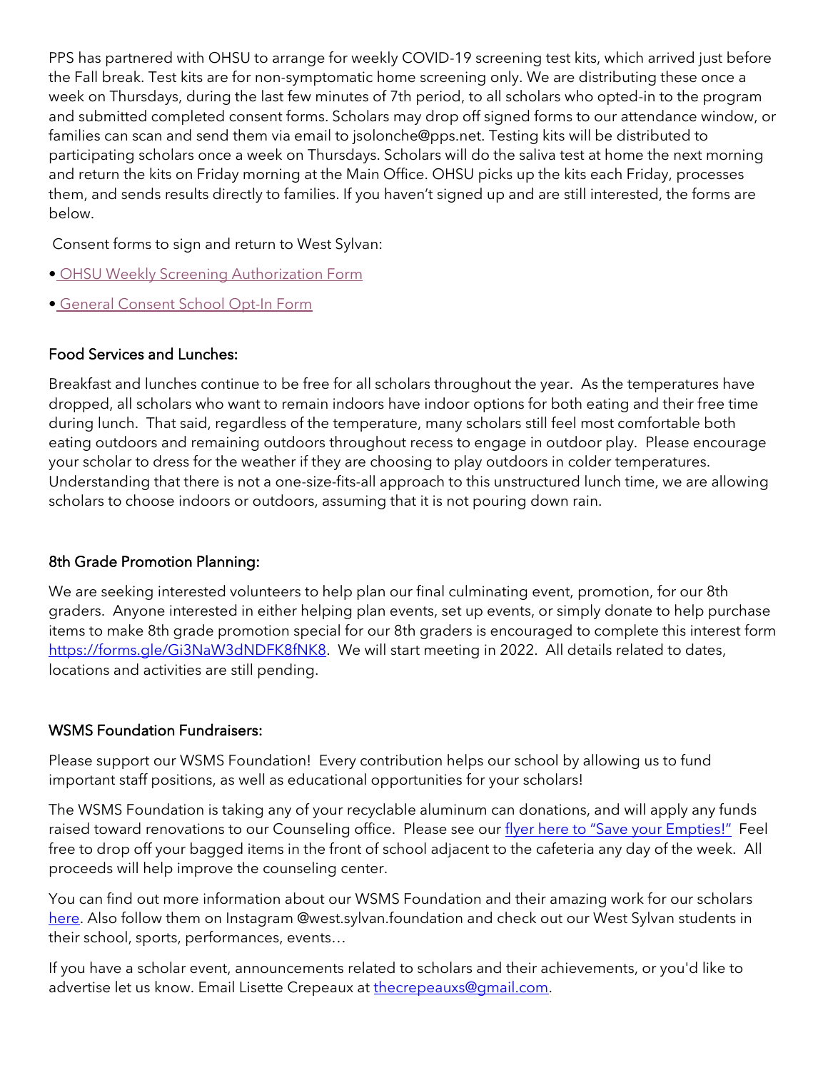PPS has partnered with OHSU to arrange for weekly COVID-19 screening test kits, which arrived just before the Fall break. Test kits are for non-symptomatic home screening only. We are distributing these once a week on Thursdays, during the last few minutes of 7th period, to all scholars who opted-in to the program and submitted completed consent forms. Scholars may drop off signed forms to our attendance window, or families can scan and send them via email to jsolonche@pps.net. Testing kits will be distributed to participating scholars once a week on Thursdays. Scholars will do the saliva test at home the next morning and return the kits on Friday morning at the Main Office. OHSU picks up the kits each Friday, processes them, and sends results directly to families. If you haven't signed up and are still interested, the forms are below.

Consent forms to sign and return to West Sylvan:

- OHSU Weekly Screening Authorization Form
- General Consent School Opt-In Form

## Food Services and Lunches:

Breakfast and lunches continue to be free for all scholars throughout the year. As the temperatures have dropped, all scholars who want to remain indoors have indoor options for both eating and their free time during lunch. That said, regardless of the temperature, many scholars still feel most comfortable both eating outdoors and remaining outdoors throughout recess to engage in outdoor play. Please encourage your scholar to dress for the weather if they are choosing to play outdoors in colder temperatures. Understanding that there is not a one-size-fits-all approach to this unstructured lunch time, we are allowing scholars to choose indoors or outdoors, assuming that it is not pouring down rain.

## 8th Grade Promotion Planning:

We are seeking interested volunteers to help plan our final culminating event, promotion, for our 8th graders. Anyone interested in either helping plan events, set up events, or simply donate to help purchase items to make 8th grade promotion special for our 8th graders is encouraged to complete this interest form https://forms.gle/Gi3NaW3dNDFK8fNK8. We will start meeting in 2022. All details related to dates, locations and activities are still pending.

## WSMS Foundation Fundraisers:

Please support our WSMS Foundation! Every contribution helps our school by allowing us to fund important staff positions, as well as educational opportunities for your scholars!

The WSMS Foundation is taking any of your recyclable aluminum can donations, and will apply any funds raised toward renovations to our Counseling office. Please see our flyer here to "Save your Empties!" Feel free to drop off your bagged items in the front of school adjacent to the cafeteria any day of the week. All proceeds will help improve the counseling center.

You can find out more information about our WSMS Foundation and their amazing work for our scholars here. Also follow them on Instagram @west.sylvan.foundation and check out our West Sylvan students in their school, sports, performances, events…

If you have a scholar event, announcements related to scholars and their achievements, or you'd like to advertise let us know. Email Lisette Crepeaux at thecrepeauxs@gmail.com.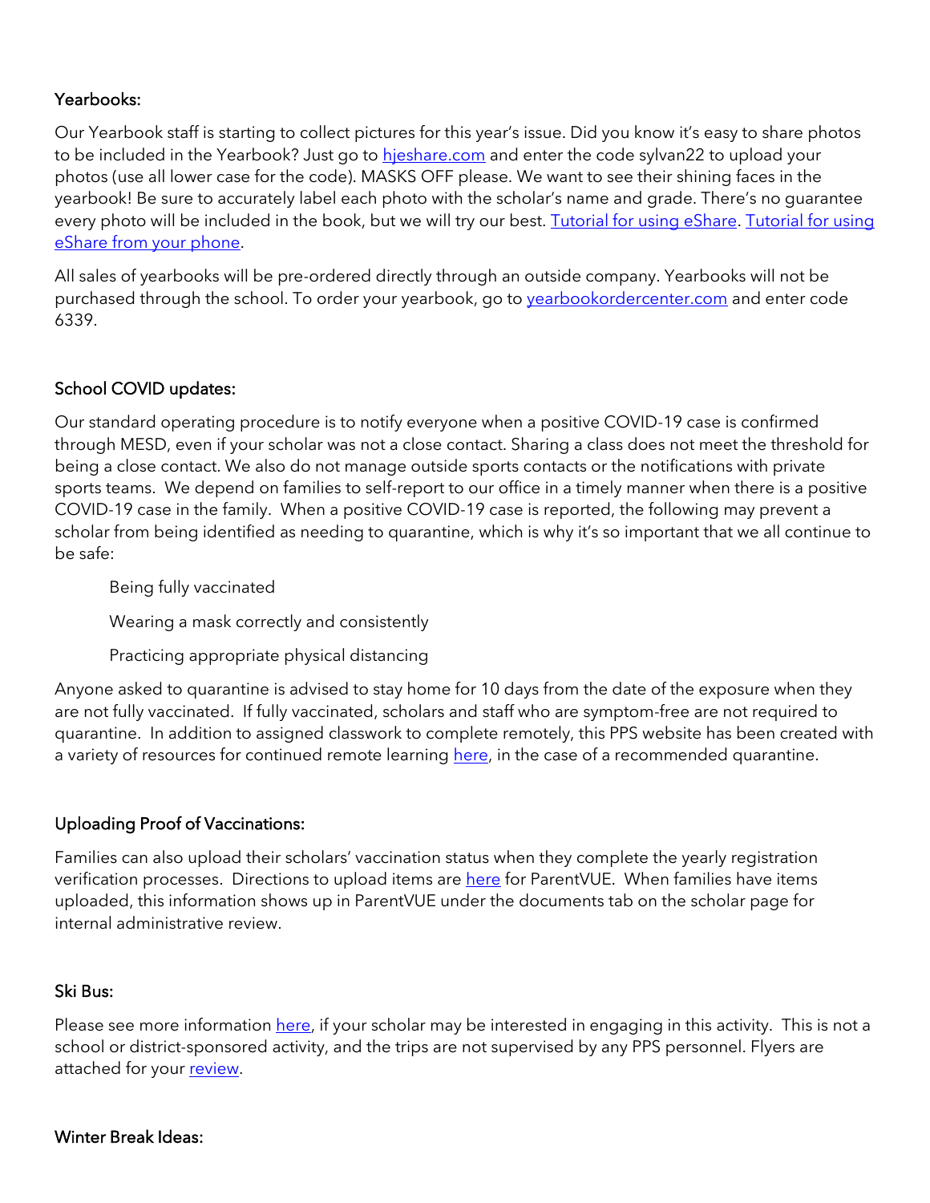## Yearbooks:

Our Yearbook staff is starting to collect pictures for this year's issue. Did you know it's easy to share photos to be included in the Yearbook? Just go to hjeshare.com and enter the code sylvan22 to upload your photos (use all lower case for the code). MASKS OFF please. We want to see their shining faces in the yearbook! Be sure to accurately label each photo with the scholar's name and grade. There's no guarantee every photo will be included in the book, but we will try our best. Tutorial for using eShare. Tutorial for using eShare from your phone.

All sales of yearbooks will be pre-ordered directly through an outside company. Yearbooks will not be purchased through the school. To order your yearbook, go to yearbookordercenter.com and enter code 6339.

## School COVID updates:

Our standard operating procedure is to notify everyone when a positive COVID-19 case is confirmed through MESD, even if your scholar was not a close contact. Sharing a class does not meet the threshold for being a close contact. We also do not manage outside sports contacts or the notifications with private sports teams. We depend on families to self-report to our office in a timely manner when there is a positive COVID-19 case in the family. When a positive COVID-19 case is reported, the following may prevent a scholar from being identified as needing to quarantine, which is why it's so important that we all continue to be safe:

- Being fully vaccinated
- Wearing a mask correctly and consistently
- Practicing appropriate physical distancing

Anyone asked to quarantine is advised to stay home for 10 days from the date of the exposure when they are not fully vaccinated. If fully vaccinated, scholars and staff who are symptom-free are not required to quarantine. In addition to assigned classwork to complete remotely, this PPS website has been created with a variety of resources for continued remote learning here, in the case of a recommended quarantine.

## Uploading Proof of Vaccinations:

Families can also upload their scholars' vaccination status when they complete the yearly registration verification processes. Directions to upload items are here for ParentVUE. When families have items uploaded, this information shows up in ParentVUE under the documents tab on the scholar page for internal administrative review.

## Ski Bus:

Please see more information here, if your scholar may be interested in engaging in this activity. This is not a school or district-sponsored activity, and the trips are not supervised by any PPS personnel. Flyers are attached for your review.

## Winter Break Ideas: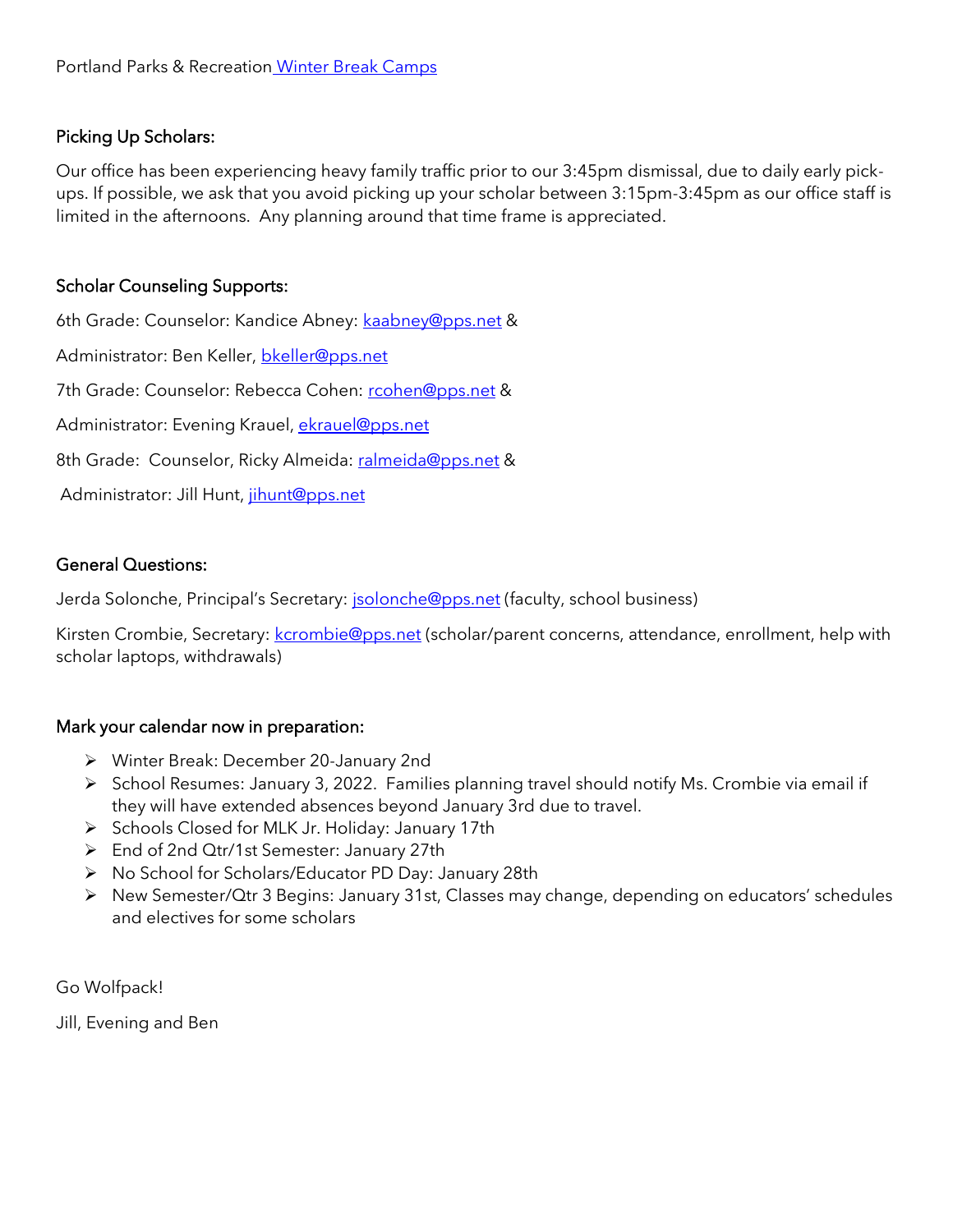Portland Parks & Recreation [Winter Break Camps]

### Picking Up Scholars:

Our office has been experiencing heavy family traffic prior to our 3:45pm dismissal, due to daily early pick-ups. If possible, we ask that you avoid picking up your scholar between 3:15pm-3:45pm as our office staff is limited in the afternoons. Any planning around that time frame is appreciated.

### Scholar Counseling Supports:

6th Grade: Counselor: Kandice Abney: kaabney@pps.net &

Administrator: Ben Keller, bkeller@pps.net

7th Grade: Counselor: Rebecca Cohen: rcohen@pps.net &

Administrator: Evening Krauel, ekrauel@pps.net

8th Grade: Counselor, Ricky Almeida: ralmeida@pps.net &

Administrator: Jill Hunt, jihunt@pps.net

### General Questions:

Jerda Solonche, Principal's Secretary: jsolonche@pps.net (faculty, school business)

Kirsten Crombie, Secretary: kcrombie@pps.net (scholar/parent concerns, attendance, enrollment, help with scholar laptops, withdrawals)

### Mark your calendar now in preparation:

- Winter Break: December 20-January 2nd
- School Resumes: January 3, 2022. Families planning travel should notify Ms. Crombie via email if they will have extended absences beyond January 3rd due to travel.
- Schools Closed for MLK Jr. Holiday: January 17th
- End of 2nd Qtr/1st Semester: January 27th
- No School for Scholars/Educator PD Day: January 28th
- New Semester/Qtr 3 Begins: January 31st, Classes may change, depending on educators' schedules and electives for some scholars

Go Wolfpack!

Jill, Evening and Ben